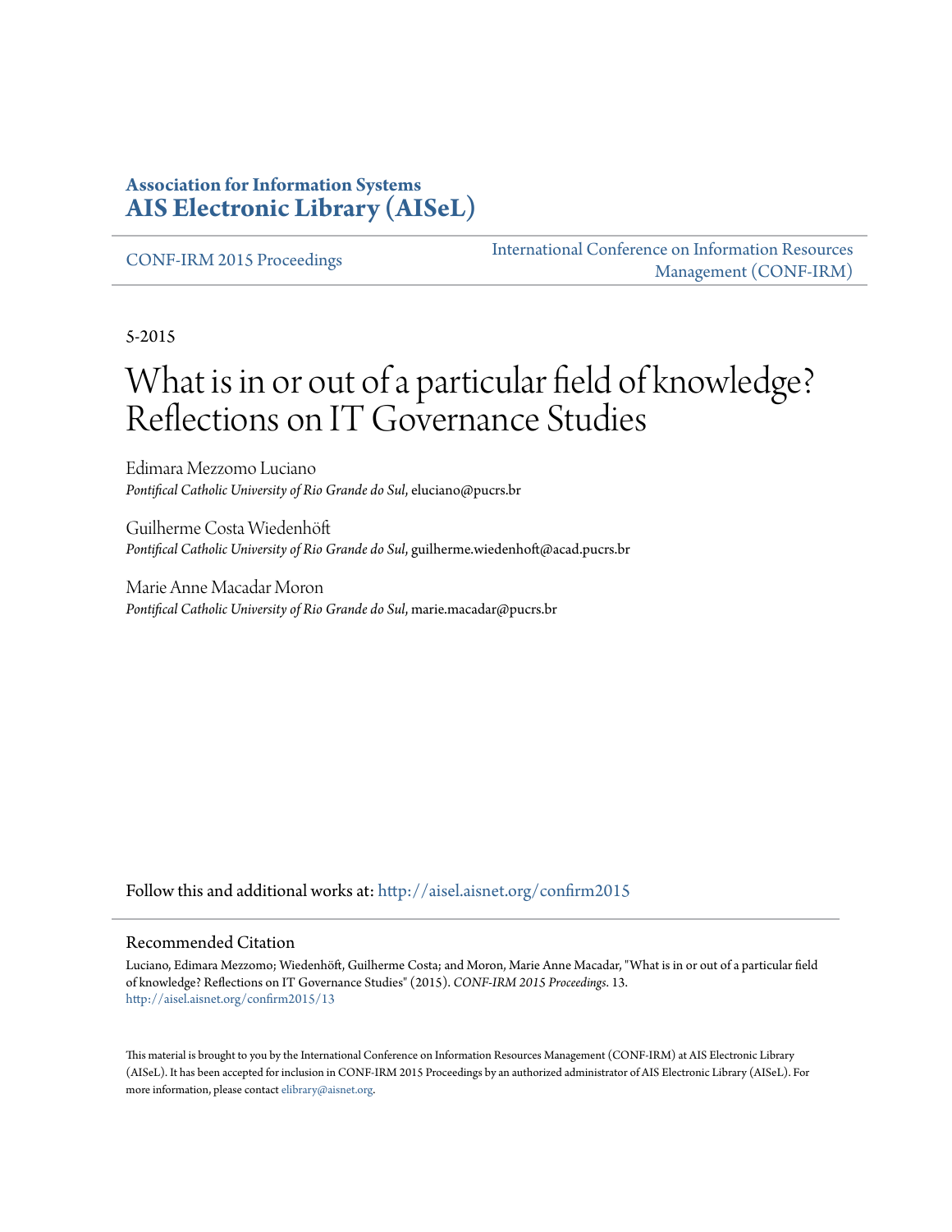**Association for Information Systems**
**AIS Electronic Library (AISeL)**

CONF-IRM 2015 Proceedings

International Conference on Information Resources Management (CONF-IRM)

5-2015

# What is in or out of a particular field of knowledge? Reflections on IT Governance Studies

Edimara Mezzomo Luciano
*Pontifical Catholic University of Rio Grande do Sul*, eluciano@pucrs.br

Guilherme Costa Wiedenhöft
*Pontifical Catholic University of Rio Grande do Sul*, guilherme.wiedenhoft@acad.pucrs.br

Marie Anne Macadar Moron
*Pontifical Catholic University of Rio Grande do Sul*, marie.macadar@pucrs.br

Follow this and additional works at: http://aisel.aisnet.org/confirm2015

## Recommended Citation

Luciano, Edimara Mezzomo; Wiedenhöft, Guilherme Costa; and Moron, Marie Anne Macadar, "What is in or out of a particular field of knowledge? Reflections on IT Governance Studies" (2015). *CONF-IRM 2015 Proceedings*. 13.
http://aisel.aisnet.org/confirm2015/13

This material is brought to you by the International Conference on Information Resources Management (CONF-IRM) at AIS Electronic Library (AISeL). It has been accepted for inclusion in CONF-IRM 2015 Proceedings by an authorized administrator of AIS Electronic Library (AISeL). For more information, please contact elibrary@aisnet.org.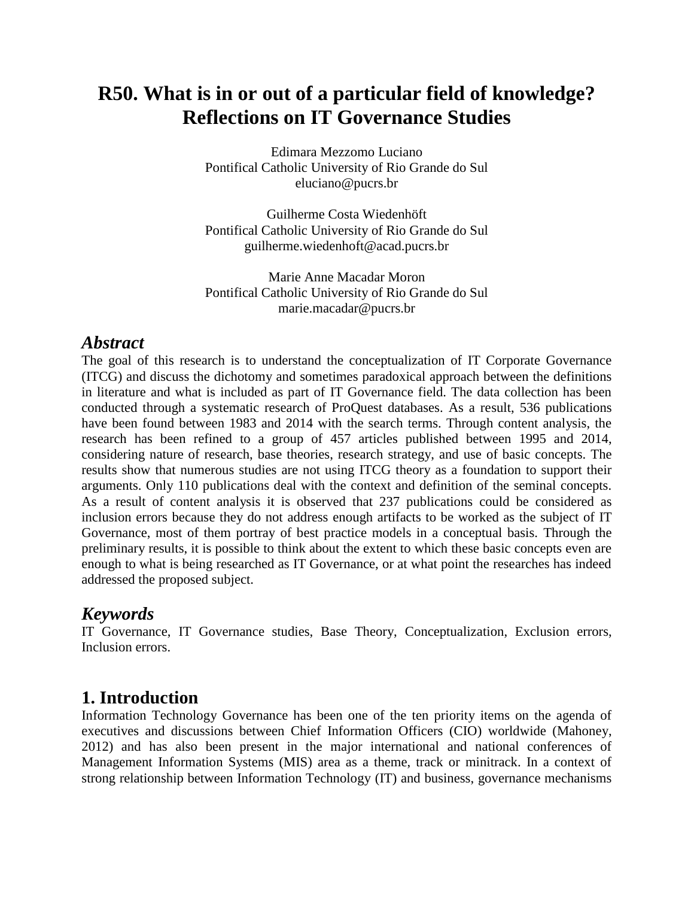# R50. What is in or out of a particular field of knowledge? Reflections on IT Governance Studies

Edimara Mezzomo Luciano
Pontifical Catholic University of Rio Grande do Sul
eluciano@pucrs.br

Guilherme Costa Wiedenhöft
Pontifical Catholic University of Rio Grande do Sul
guilherme.wiedenhoft@acad.pucrs.br

Marie Anne Macadar Moron
Pontifical Catholic University of Rio Grande do Sul
marie.macadar@pucrs.br

## *Abstract*

The goal of this research is to understand the conceptualization of IT Corporate Governance (ITCG) and discuss the dichotomy and sometimes paradoxical approach between the definitions in literature and what is included as part of IT Governance field. The data collection has been conducted through a systematic research of ProQuest databases. As a result, 536 publications have been found between 1983 and 2014 with the search terms. Through content analysis, the research has been refined to a group of 457 articles published between 1995 and 2014, considering nature of research, base theories, research strategy, and use of basic concepts. The results show that numerous studies are not using ITCG theory as a foundation to support their arguments. Only 110 publications deal with the context and definition of the seminal concepts. As a result of content analysis it is observed that 237 publications could be considered as inclusion errors because they do not address enough artifacts to be worked as the subject of IT Governance, most of them portray of best practice models in a conceptual basis. Through the preliminary results, it is possible to think about the extent to which these basic concepts even are enough to what is being researched as IT Governance, or at what point the researches has indeed addressed the proposed subject.

## *Keywords*

IT Governance, IT Governance studies, Base Theory, Conceptualization, Exclusion errors, Inclusion errors.

## 1. Introduction

Information Technology Governance has been one of the ten priority items on the agenda of executives and discussions between Chief Information Officers (CIO) worldwide (Mahoney, 2012) and has also been present in the major international and national conferences of Management Information Systems (MIS) area as a theme, track or minitrack. In a context of strong relationship between Information Technology (IT) and business, governance mechanisms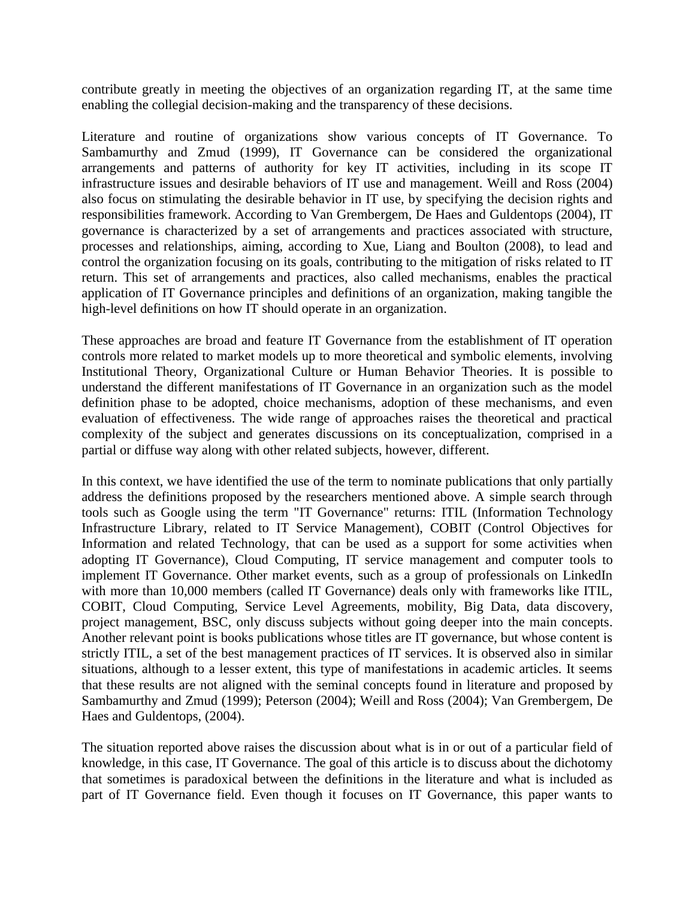contribute greatly in meeting the objectives of an organization regarding IT, at the same time enabling the collegial decision-making and the transparency of these decisions.

Literature and routine of organizations show various concepts of IT Governance. To Sambamurthy and Zmud (1999), IT Governance can be considered the organizational arrangements and patterns of authority for key IT activities, including in its scope IT infrastructure issues and desirable behaviors of IT use and management. Weill and Ross (2004) also focus on stimulating the desirable behavior in IT use, by specifying the decision rights and responsibilities framework. According to Van Grembergem, De Haes and Guldentops (2004), IT governance is characterized by a set of arrangements and practices associated with structure, processes and relationships, aiming, according to Xue, Liang and Boulton (2008), to lead and control the organization focusing on its goals, contributing to the mitigation of risks related to IT return. This set of arrangements and practices, also called mechanisms, enables the practical application of IT Governance principles and definitions of an organization, making tangible the high-level definitions on how IT should operate in an organization.

These approaches are broad and feature IT Governance from the establishment of IT operation controls more related to market models up to more theoretical and symbolic elements, involving Institutional Theory, Organizational Culture or Human Behavior Theories. It is possible to understand the different manifestations of IT Governance in an organization such as the model definition phase to be adopted, choice mechanisms, adoption of these mechanisms, and even evaluation of effectiveness. The wide range of approaches raises the theoretical and practical complexity of the subject and generates discussions on its conceptualization, comprised in a partial or diffuse way along with other related subjects, however, different.

In this context, we have identified the use of the term to nominate publications that only partially address the definitions proposed by the researchers mentioned above. A simple search through tools such as Google using the term "IT Governance" returns: ITIL (Information Technology Infrastructure Library, related to IT Service Management), COBIT (Control Objectives for Information and related Technology, that can be used as a support for some activities when adopting IT Governance), Cloud Computing, IT service management and computer tools to implement IT Governance. Other market events, such as a group of professionals on LinkedIn with more than 10,000 members (called IT Governance) deals only with frameworks like ITIL, COBIT, Cloud Computing, Service Level Agreements, mobility, Big Data, data discovery, project management, BSC, only discuss subjects without going deeper into the main concepts. Another relevant point is books publications whose titles are IT governance, but whose content is strictly ITIL, a set of the best management practices of IT services. It is observed also in similar situations, although to a lesser extent, this type of manifestations in academic articles. It seems that these results are not aligned with the seminal concepts found in literature and proposed by Sambamurthy and Zmud (1999); Peterson (2004); Weill and Ross (2004); Van Grembergem, De Haes and Guldentops, (2004).

The situation reported above raises the discussion about what is in or out of a particular field of knowledge, in this case, IT Governance. The goal of this article is to discuss about the dichotomy that sometimes is paradoxical between the definitions in the literature and what is included as part of IT Governance field. Even though it focuses on IT Governance, this paper wants to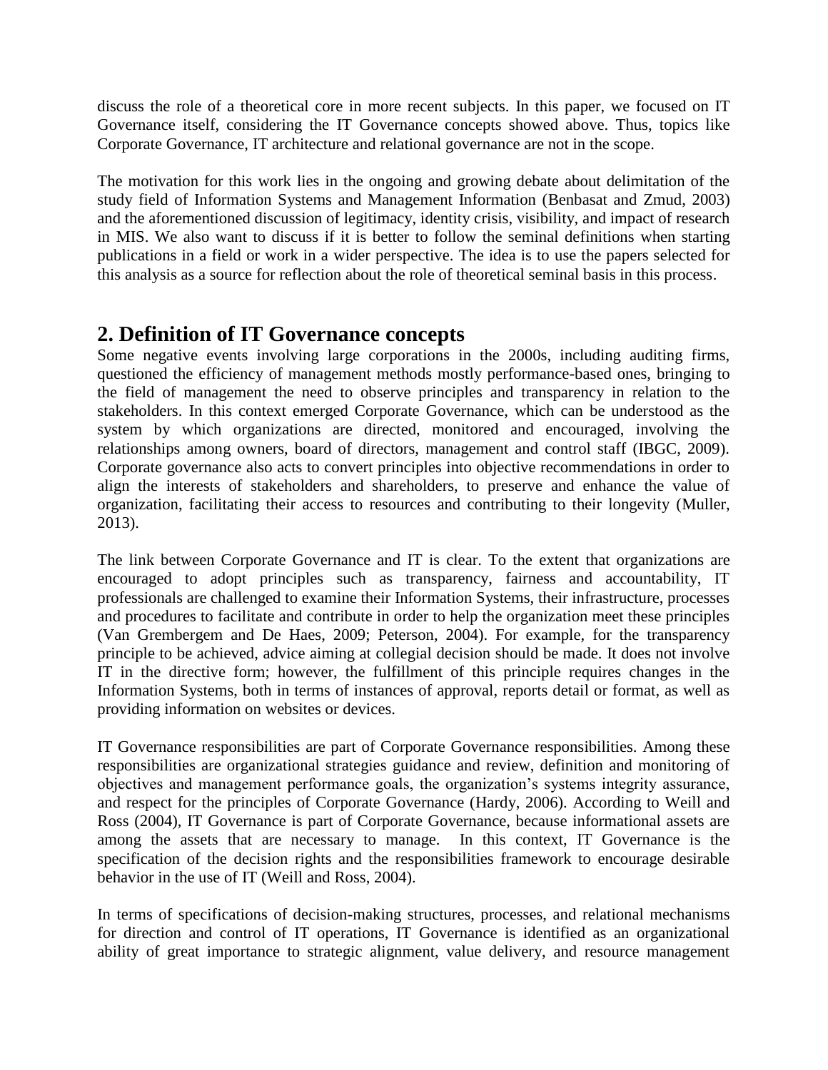discuss the role of a theoretical core in more recent subjects. In this paper, we focused on IT Governance itself, considering the IT Governance concepts showed above. Thus, topics like Corporate Governance, IT architecture and relational governance are not in the scope.

The motivation for this work lies in the ongoing and growing debate about delimitation of the study field of Information Systems and Management Information (Benbasat and Zmud, 2003) and the aforementioned discussion of legitimacy, identity crisis, visibility, and impact of research in MIS. We also want to discuss if it is better to follow the seminal definitions when starting publications in a field or work in a wider perspective. The idea is to use the papers selected for this analysis as a source for reflection about the role of theoretical seminal basis in this process.

## 2. Definition of IT Governance concepts

Some negative events involving large corporations in the 2000s, including auditing firms, questioned the efficiency of management methods mostly performance-based ones, bringing to the field of management the need to observe principles and transparency in relation to the stakeholders. In this context emerged Corporate Governance, which can be understood as the system by which organizations are directed, monitored and encouraged, involving the relationships among owners, board of directors, management and control staff (IBGC, 2009). Corporate governance also acts to convert principles into objective recommendations in order to align the interests of stakeholders and shareholders, to preserve and enhance the value of organization, facilitating their access to resources and contributing to their longevity (Muller, 2013).

The link between Corporate Governance and IT is clear. To the extent that organizations are encouraged to adopt principles such as transparency, fairness and accountability, IT professionals are challenged to examine their Information Systems, their infrastructure, processes and procedures to facilitate and contribute in order to help the organization meet these principles (Van Grembergem and De Haes, 2009; Peterson, 2004). For example, for the transparency principle to be achieved, advice aiming at collegial decision should be made. It does not involve IT in the directive form; however, the fulfillment of this principle requires changes in the Information Systems, both in terms of instances of approval, reports detail or format, as well as providing information on websites or devices.

IT Governance responsibilities are part of Corporate Governance responsibilities. Among these responsibilities are organizational strategies guidance and review, definition and monitoring of objectives and management performance goals, the organization's systems integrity assurance, and respect for the principles of Corporate Governance (Hardy, 2006). According to Weill and Ross (2004), IT Governance is part of Corporate Governance, because informational assets are among the assets that are necessary to manage. In this context, IT Governance is the specification of the decision rights and the responsibilities framework to encourage desirable behavior in the use of IT (Weill and Ross, 2004).

In terms of specifications of decision-making structures, processes, and relational mechanisms for direction and control of IT operations, IT Governance is identified as an organizational ability of great importance to strategic alignment, value delivery, and resource management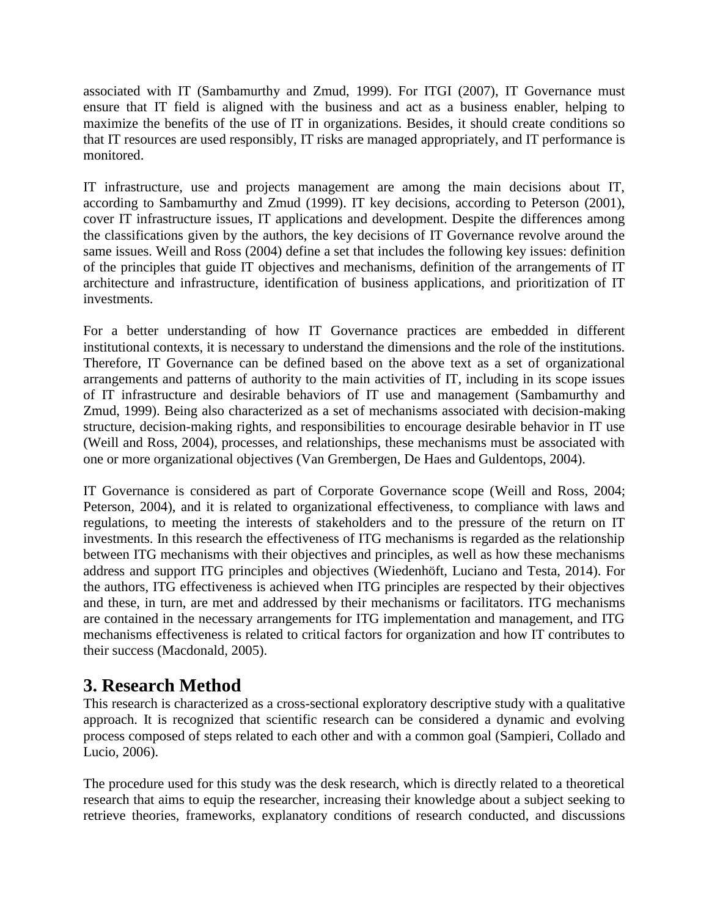associated with IT (Sambamurthy and Zmud, 1999). For ITGI (2007), IT Governance must ensure that IT field is aligned with the business and act as a business enabler, helping to maximize the benefits of the use of IT in organizations. Besides, it should create conditions so that IT resources are used responsibly, IT risks are managed appropriately, and IT performance is monitored.

IT infrastructure, use and projects management are among the main decisions about IT, according to Sambamurthy and Zmud (1999). IT key decisions, according to Peterson (2001), cover IT infrastructure issues, IT applications and development. Despite the differences among the classifications given by the authors, the key decisions of IT Governance revolve around the same issues. Weill and Ross (2004) define a set that includes the following key issues: definition of the principles that guide IT objectives and mechanisms, definition of the arrangements of IT architecture and infrastructure, identification of business applications, and prioritization of IT investments.

For a better understanding of how IT Governance practices are embedded in different institutional contexts, it is necessary to understand the dimensions and the role of the institutions. Therefore, IT Governance can be defined based on the above text as a set of organizational arrangements and patterns of authority to the main activities of IT, including in its scope issues of IT infrastructure and desirable behaviors of IT use and management (Sambamurthy and Zmud, 1999). Being also characterized as a set of mechanisms associated with decision-making structure, decision-making rights, and responsibilities to encourage desirable behavior in IT use (Weill and Ross, 2004), processes, and relationships, these mechanisms must be associated with one or more organizational objectives (Van Grembergen, De Haes and Guldentops, 2004).

IT Governance is considered as part of Corporate Governance scope (Weill and Ross, 2004; Peterson, 2004), and it is related to organizational effectiveness, to compliance with laws and regulations, to meeting the interests of stakeholders and to the pressure of the return on IT investments. In this research the effectiveness of ITG mechanisms is regarded as the relationship between ITG mechanisms with their objectives and principles, as well as how these mechanisms address and support ITG principles and objectives (Wiedenhöft, Luciano and Testa, 2014). For the authors, ITG effectiveness is achieved when ITG principles are respected by their objectives and these, in turn, are met and addressed by their mechanisms or facilitators. ITG mechanisms are contained in the necessary arrangements for ITG implementation and management, and ITG mechanisms effectiveness is related to critical factors for organization and how IT contributes to their success (Macdonald, 2005).

## 3. Research Method

This research is characterized as a cross-sectional exploratory descriptive study with a qualitative approach. It is recognized that scientific research can be considered a dynamic and evolving process composed of steps related to each other and with a common goal (Sampieri, Collado and Lucio, 2006).

The procedure used for this study was the desk research, which is directly related to a theoretical research that aims to equip the researcher, increasing their knowledge about a subject seeking to retrieve theories, frameworks, explanatory conditions of research conducted, and discussions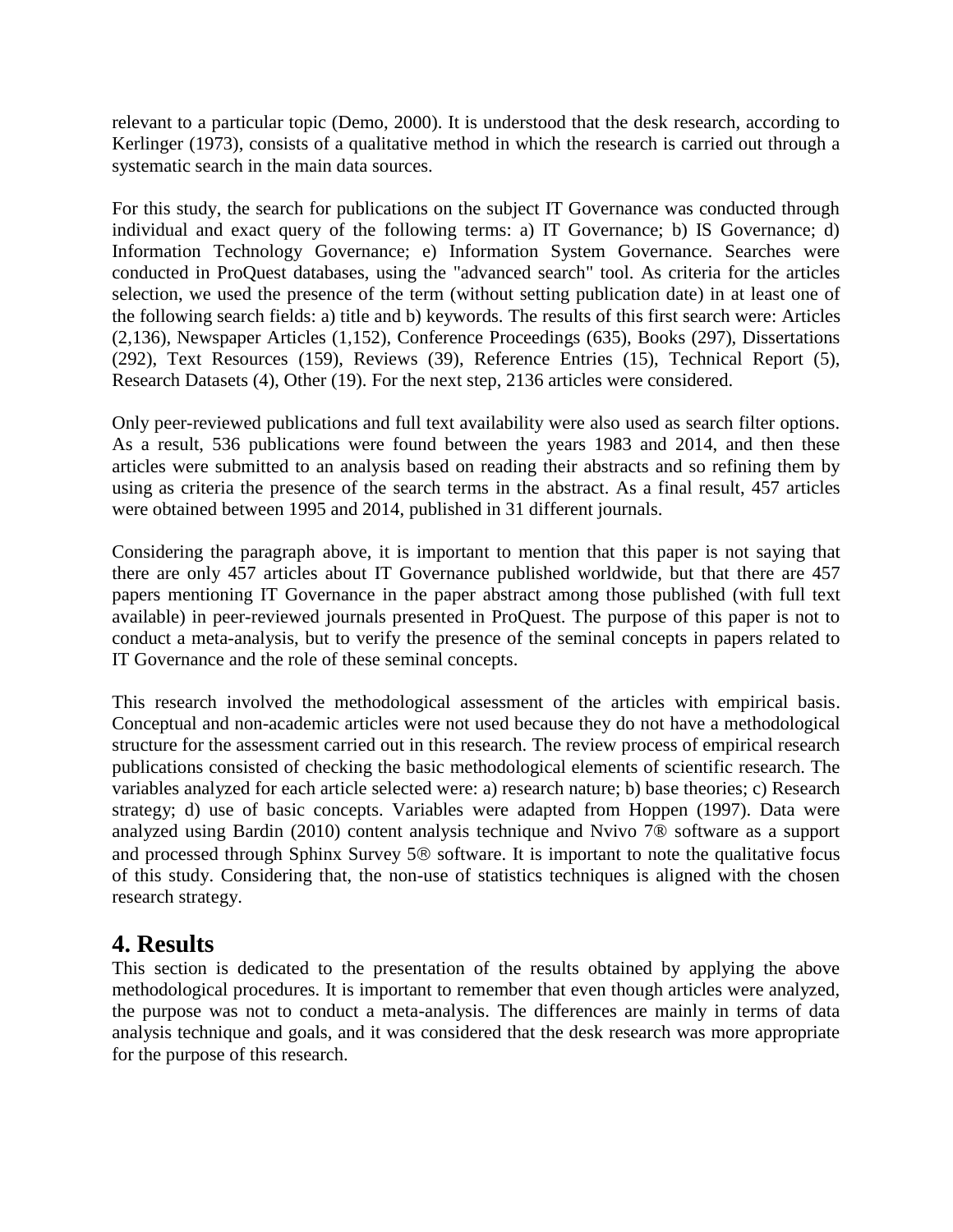relevant to a particular topic (Demo, 2000). It is understood that the desk research, according to Kerlinger (1973), consists of a qualitative method in which the research is carried out through a systematic search in the main data sources.

For this study, the search for publications on the subject IT Governance was conducted through individual and exact query of the following terms: a) IT Governance; b) IS Governance; d) Information Technology Governance; e) Information System Governance. Searches were conducted in ProQuest databases, using the "advanced search" tool. As criteria for the articles selection, we used the presence of the term (without setting publication date) in at least one of the following search fields: a) title and b) keywords. The results of this first search were: Articles (2,136), Newspaper Articles (1,152), Conference Proceedings (635), Books (297), Dissertations (292), Text Resources (159), Reviews (39), Reference Entries (15), Technical Report (5), Research Datasets (4), Other (19). For the next step, 2136 articles were considered.

Only peer-reviewed publications and full text availability were also used as search filter options. As a result, 536 publications were found between the years 1983 and 2014, and then these articles were submitted to an analysis based on reading their abstracts and so refining them by using as criteria the presence of the search terms in the abstract. As a final result, 457 articles were obtained between 1995 and 2014, published in 31 different journals.

Considering the paragraph above, it is important to mention that this paper is not saying that there are only 457 articles about IT Governance published worldwide, but that there are 457 papers mentioning IT Governance in the paper abstract among those published (with full text available) in peer-reviewed journals presented in ProQuest. The purpose of this paper is not to conduct a meta-analysis, but to verify the presence of the seminal concepts in papers related to IT Governance and the role of these seminal concepts.

This research involved the methodological assessment of the articles with empirical basis. Conceptual and non-academic articles were not used because they do not have a methodological structure for the assessment carried out in this research. The review process of empirical research publications consisted of checking the basic methodological elements of scientific research. The variables analyzed for each article selected were: a) research nature; b) base theories; c) Research strategy; d) use of basic concepts. Variables were adapted from Hoppen (1997). Data were analyzed using Bardin (2010) content analysis technique and Nvivo 7® software as a support and processed through Sphinx Survey 5® software. It is important to note the qualitative focus of this study. Considering that, the non-use of statistics techniques is aligned with the chosen research strategy.

# 4. Results

This section is dedicated to the presentation of the results obtained by applying the above methodological procedures. It is important to remember that even though articles were analyzed, the purpose was not to conduct a meta-analysis. The differences are mainly in terms of data analysis technique and goals, and it was considered that the desk research was more appropriate for the purpose of this research.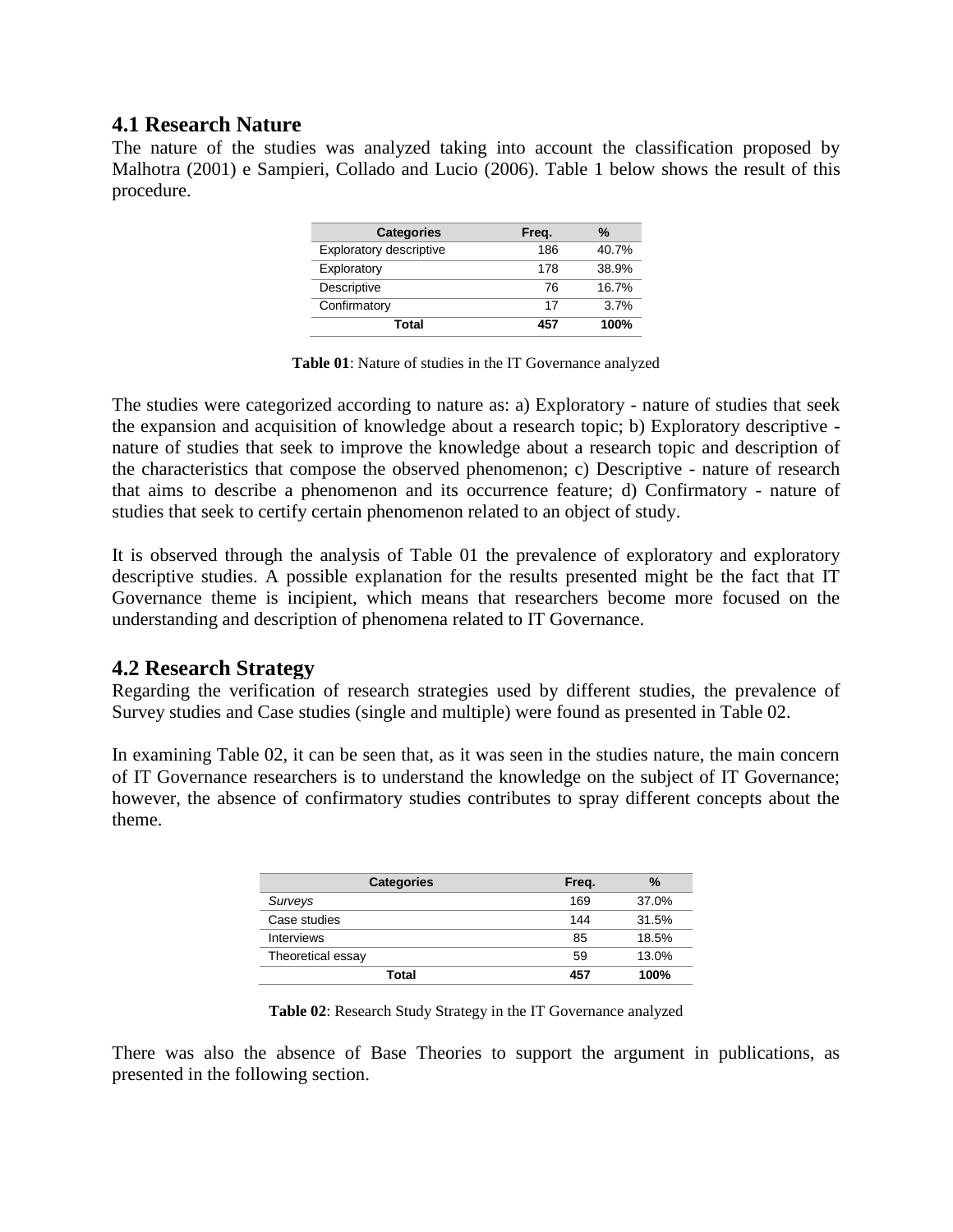## 4.1 Research Nature

The nature of the studies was analyzed taking into account the classification proposed by Malhotra (2001) e Sampieri, Collado and Lucio (2006). Table 1 below shows the result of this procedure.

| Categories | Freq. | % |
|---|---|---|
| Exploratory descriptive | 186 | 40.7% |
| Exploratory | 178 | 38.9% |
| Descriptive | 76 | 16.7% |
| Confirmatory | 17 | 3.7% |
| **Total** | **457** | **100%** |

**Table 01**: Nature of studies in the IT Governance analyzed

The studies were categorized according to nature as: a) Exploratory - nature of studies that seek the expansion and acquisition of knowledge about a research topic; b) Exploratory descriptive - nature of studies that seek to improve the knowledge about a research topic and description of the characteristics that compose the observed phenomenon; c) Descriptive - nature of research that aims to describe a phenomenon and its occurrence feature; d) Confirmatory - nature of studies that seek to certify certain phenomenon related to an object of study.

It is observed through the analysis of Table 01 the prevalence of exploratory and exploratory descriptive studies. A possible explanation for the results presented might be the fact that IT Governance theme is incipient, which means that researchers become more focused on the understanding and description of phenomena related to IT Governance.

## 4.2 Research Strategy

Regarding the verification of research strategies used by different studies, the prevalence of Survey studies and Case studies (single and multiple) were found as presented in Table 02.

In examining Table 02, it can be seen that, as it was seen in the studies nature, the main concern of IT Governance researchers is to understand the knowledge on the subject of IT Governance; however, the absence of confirmatory studies contributes to spray different concepts about the theme.

| Categories | Freq. | % |
|---|---|---|
| *Surveys* | 169 | 37.0% |
| Case studies | 144 | 31.5% |
| Interviews | 85 | 18.5% |
| Theoretical essay | 59 | 13.0% |
| **Total** | **457** | **100%** |

**Table 02**: Research Study Strategy in the IT Governance analyzed

There was also the absence of Base Theories to support the argument in publications, as presented in the following section.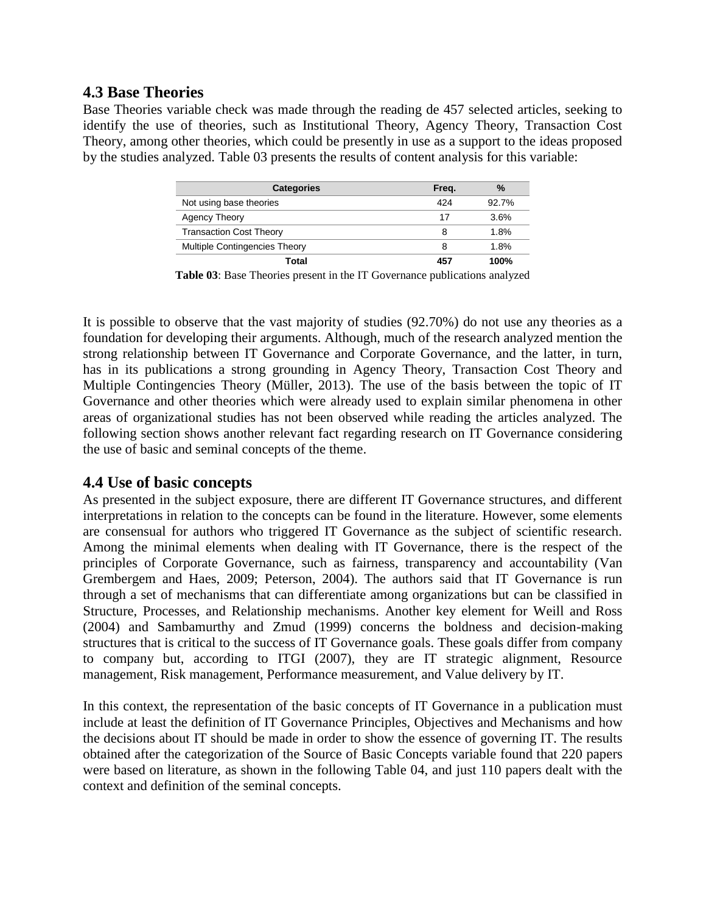## 4.3 Base Theories

Base Theories variable check was made through the reading de 457 selected articles, seeking to identify the use of theories, such as Institutional Theory, Agency Theory, Transaction Cost Theory, among other theories, which could be presently in use as a support to the ideas proposed by the studies analyzed. Table 03 presents the results of content analysis for this variable:

| Categories | Freq. | % |
|---|---|---|
| Not using base theories | 424 | 92.7% |
| Agency Theory | 17 | 3.6% |
| Transaction Cost Theory | 8 | 1.8% |
| Multiple Contingencies Theory | 8 | 1.8% |
| **Total** | **457** | **100%** |

**Table 03**: Base Theories present in the IT Governance publications analyzed

It is possible to observe that the vast majority of studies (92.70%) do not use any theories as a foundation for developing their arguments. Although, much of the research analyzed mention the strong relationship between IT Governance and Corporate Governance, and the latter, in turn, has in its publications a strong grounding in Agency Theory, Transaction Cost Theory and Multiple Contingencies Theory (Müller, 2013). The use of the basis between the topic of IT Governance and other theories which were already used to explain similar phenomena in other areas of organizational studies has not been observed while reading the articles analyzed. The following section shows another relevant fact regarding research on IT Governance considering the use of basic and seminal concepts of the theme.

## 4.4 Use of basic concepts

As presented in the subject exposure, there are different IT Governance structures, and different interpretations in relation to the concepts can be found in the literature. However, some elements are consensual for authors who triggered IT Governance as the subject of scientific research. Among the minimal elements when dealing with IT Governance, there is the respect of the principles of Corporate Governance, such as fairness, transparency and accountability (Van Grembergem and Haes, 2009; Peterson, 2004). The authors said that IT Governance is run through a set of mechanisms that can differentiate among organizations but can be classified in Structure, Processes, and Relationship mechanisms. Another key element for Weill and Ross (2004) and Sambamurthy and Zmud (1999) concerns the boldness and decision-making structures that is critical to the success of IT Governance goals. These goals differ from company to company but, according to ITGI (2007), they are IT strategic alignment, Resource management, Risk management, Performance measurement, and Value delivery by IT.

In this context, the representation of the basic concepts of IT Governance in a publication must include at least the definition of IT Governance Principles, Objectives and Mechanisms and how the decisions about IT should be made in order to show the essence of governing IT. The results obtained after the categorization of the Source of Basic Concepts variable found that 220 papers were based on literature, as shown in the following Table 04, and just 110 papers dealt with the context and definition of the seminal concepts.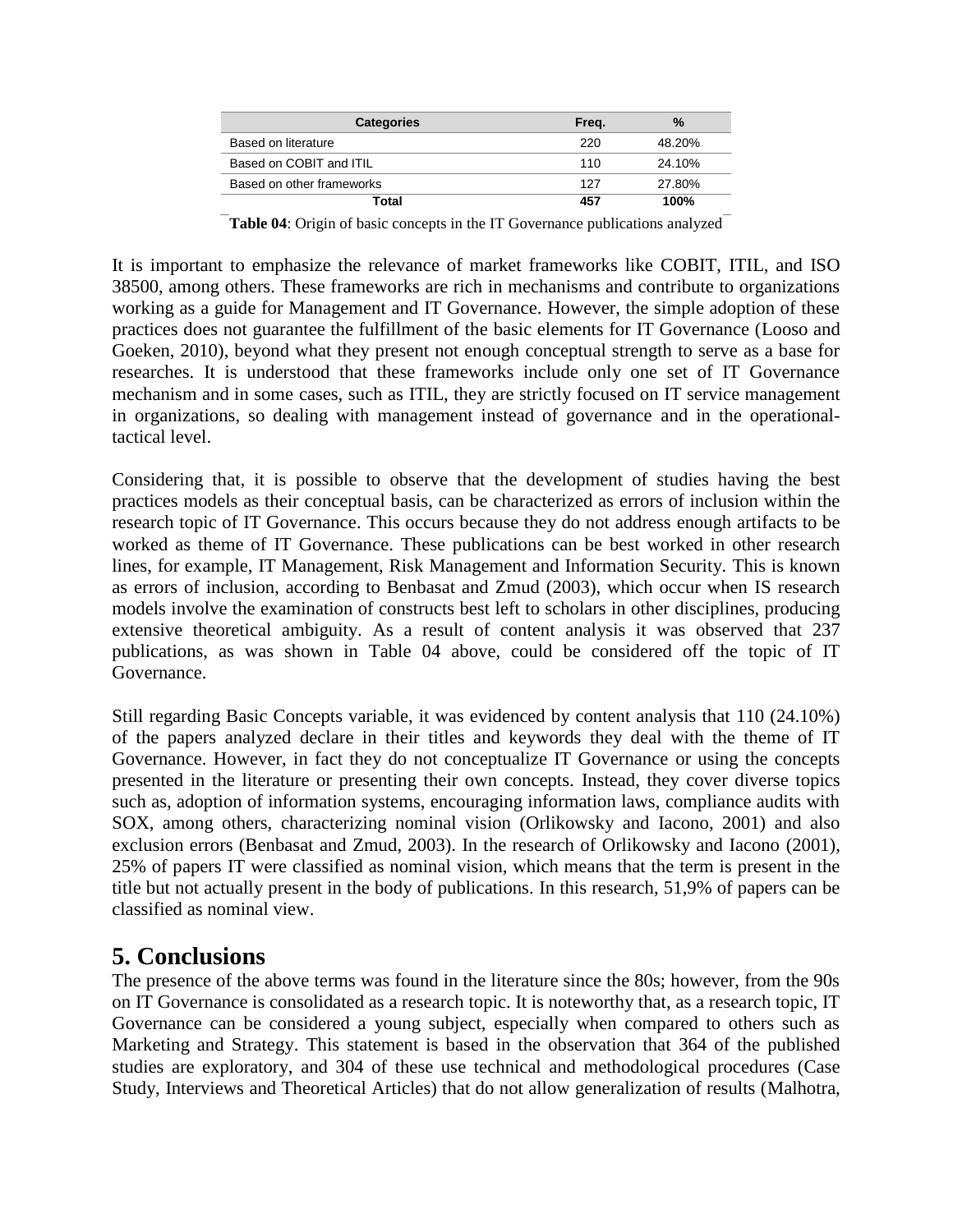| Categories | Freq. | % |
|---|---|---|
| Based on literature | 220 | 48.20% |
| Based on COBIT and ITIL | 110 | 24.10% |
| Based on other frameworks | 127 | 27.80% |
| **Total** | **457** | **100%** |

**Table 04**: Origin of basic concepts in the IT Governance publications analyzed

It is important to emphasize the relevance of market frameworks like COBIT, ITIL, and ISO 38500, among others. These frameworks are rich in mechanisms and contribute to organizations working as a guide for Management and IT Governance. However, the simple adoption of these practices does not guarantee the fulfillment of the basic elements for IT Governance (Looso and Goeken, 2010), beyond what they present not enough conceptual strength to serve as a base for researches. It is understood that these frameworks include only one set of IT Governance mechanism and in some cases, such as ITIL, they are strictly focused on IT service management in organizations, so dealing with management instead of governance and in the operational-tactical level.

Considering that, it is possible to observe that the development of studies having the best practices models as their conceptual basis, can be characterized as errors of inclusion within the research topic of IT Governance. This occurs because they do not address enough artifacts to be worked as theme of IT Governance. These publications can be best worked in other research lines, for example, IT Management, Risk Management and Information Security. This is known as errors of inclusion, according to Benbasat and Zmud (2003), which occur when IS research models involve the examination of constructs best left to scholars in other disciplines, producing extensive theoretical ambiguity. As a result of content analysis it was observed that 237 publications, as was shown in Table 04 above, could be considered off the topic of IT Governance.

Still regarding Basic Concepts variable, it was evidenced by content analysis that 110 (24.10%) of the papers analyzed declare in their titles and keywords they deal with the theme of IT Governance. However, in fact they do not conceptualize IT Governance or using the concepts presented in the literature or presenting their own concepts. Instead, they cover diverse topics such as, adoption of information systems, encouraging information laws, compliance audits with SOX, among others, characterizing nominal vision (Orlikowsky and Iacono, 2001) and also exclusion errors (Benbasat and Zmud, 2003). In the research of Orlikowsky and Iacono (2001), 25% of papers IT were classified as nominal vision, which means that the term is present in the title but not actually present in the body of publications. In this research, 51,9% of papers can be classified as nominal view.

# 5. Conclusions

The presence of the above terms was found in the literature since the 80s; however, from the 90s on IT Governance is consolidated as a research topic. It is noteworthy that, as a research topic, IT Governance can be considered a young subject, especially when compared to others such as Marketing and Strategy. This statement is based in the observation that 364 of the published studies are exploratory, and 304 of these use technical and methodological procedures (Case Study, Interviews and Theoretical Articles) that do not allow generalization of results (Malhotra,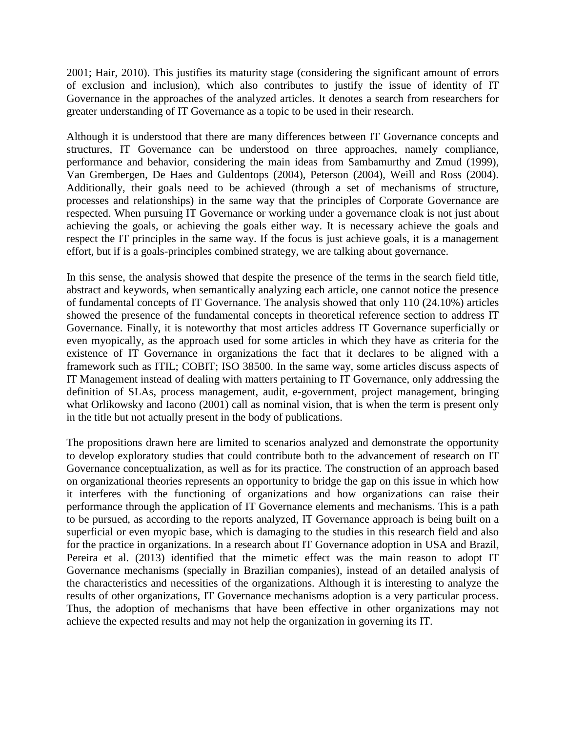2001; Hair, 2010). This justifies its maturity stage (considering the significant amount of errors of exclusion and inclusion), which also contributes to justify the issue of identity of IT Governance in the approaches of the analyzed articles. It denotes a search from researchers for greater understanding of IT Governance as a topic to be used in their research.

Although it is understood that there are many differences between IT Governance concepts and structures, IT Governance can be understood on three approaches, namely compliance, performance and behavior, considering the main ideas from Sambamurthy and Zmud (1999), Van Grembergen, De Haes and Guldentops (2004), Peterson (2004), Weill and Ross (2004). Additionally, their goals need to be achieved (through a set of mechanisms of structure, processes and relationships) in the same way that the principles of Corporate Governance are respected. When pursuing IT Governance or working under a governance cloak is not just about achieving the goals, or achieving the goals either way. It is necessary achieve the goals and respect the IT principles in the same way. If the focus is just achieve goals, it is a management effort, but if is a goals-principles combined strategy, we are talking about governance.

In this sense, the analysis showed that despite the presence of the terms in the search field title, abstract and keywords, when semantically analyzing each article, one cannot notice the presence of fundamental concepts of IT Governance. The analysis showed that only 110 (24.10%) articles showed the presence of the fundamental concepts in theoretical reference section to address IT Governance. Finally, it is noteworthy that most articles address IT Governance superficially or even myopically, as the approach used for some articles in which they have as criteria for the existence of IT Governance in organizations the fact that it declares to be aligned with a framework such as ITIL; COBIT; ISO 38500. In the same way, some articles discuss aspects of IT Management instead of dealing with matters pertaining to IT Governance, only addressing the definition of SLAs, process management, audit, e-government, project management, bringing what Orlikowsky and Iacono (2001) call as nominal vision, that is when the term is present only in the title but not actually present in the body of publications.

The propositions drawn here are limited to scenarios analyzed and demonstrate the opportunity to develop exploratory studies that could contribute both to the advancement of research on IT Governance conceptualization, as well as for its practice. The construction of an approach based on organizational theories represents an opportunity to bridge the gap on this issue in which how it interferes with the functioning of organizations and how organizations can raise their performance through the application of IT Governance elements and mechanisms. This is a path to be pursued, as according to the reports analyzed, IT Governance approach is being built on a superficial or even myopic base, which is damaging to the studies in this research field and also for the practice in organizations. In a research about IT Governance adoption in USA and Brazil, Pereira et al. (2013) identified that the mimetic effect was the main reason to adopt IT Governance mechanisms (specially in Brazilian companies), instead of an detailed analysis of the characteristics and necessities of the organizations. Although it is interesting to analyze the results of other organizations, IT Governance mechanisms adoption is a very particular process. Thus, the adoption of mechanisms that have been effective in other organizations may not achieve the expected results and may not help the organization in governing its IT.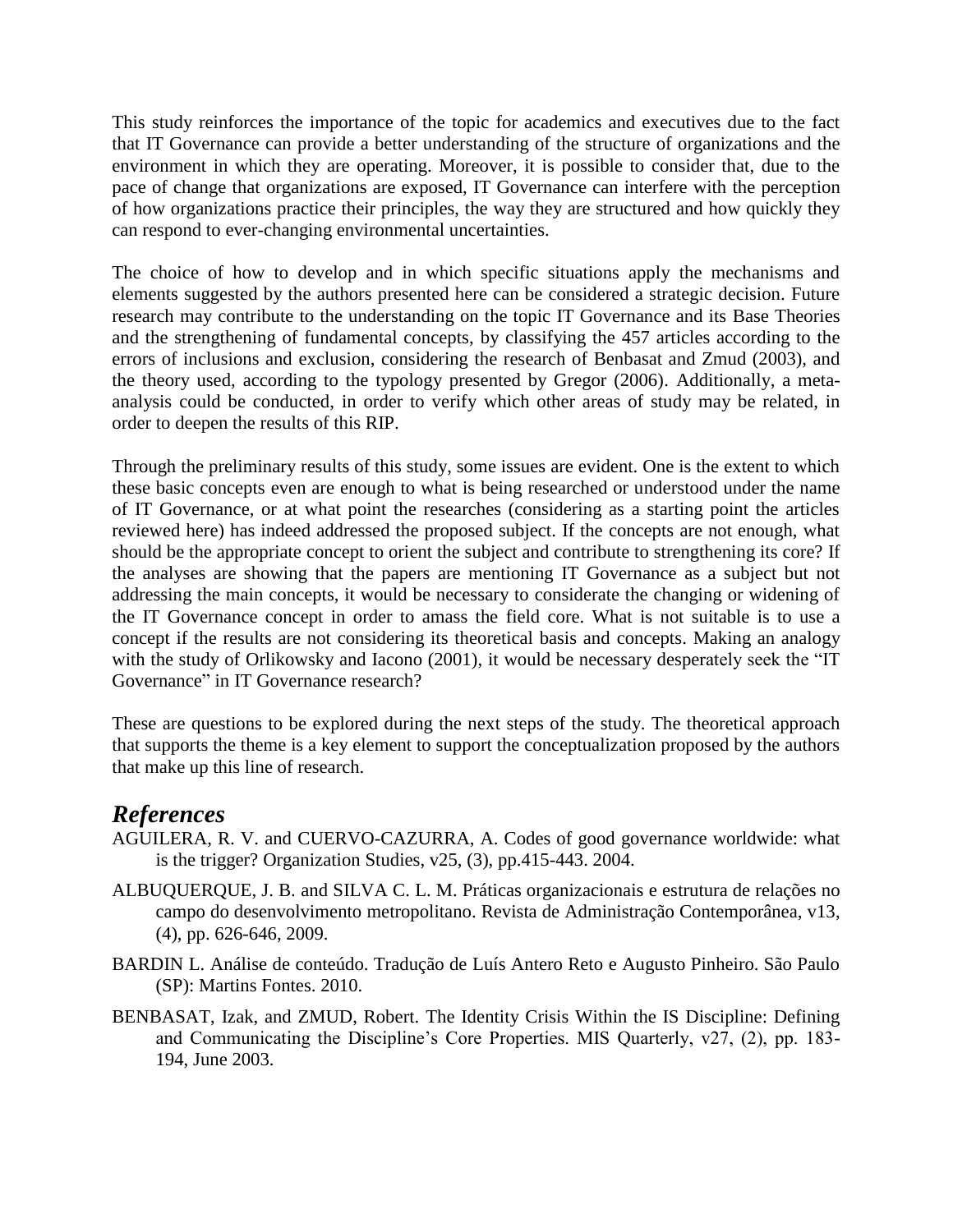This study reinforces the importance of the topic for academics and executives due to the fact that IT Governance can provide a better understanding of the structure of organizations and the environment in which they are operating. Moreover, it is possible to consider that, due to the pace of change that organizations are exposed, IT Governance can interfere with the perception of how organizations practice their principles, the way they are structured and how quickly they can respond to ever-changing environmental uncertainties.

The choice of how to develop and in which specific situations apply the mechanisms and elements suggested by the authors presented here can be considered a strategic decision. Future research may contribute to the understanding on the topic IT Governance and its Base Theories and the strengthening of fundamental concepts, by classifying the 457 articles according to the errors of inclusions and exclusion, considering the research of Benbasat and Zmud (2003), and the theory used, according to the typology presented by Gregor (2006). Additionally, a meta-analysis could be conducted, in order to verify which other areas of study may be related, in order to deepen the results of this RIP.

Through the preliminary results of this study, some issues are evident. One is the extent to which these basic concepts even are enough to what is being researched or understood under the name of IT Governance, or at what point the researches (considering as a starting point the articles reviewed here) has indeed addressed the proposed subject. If the concepts are not enough, what should be the appropriate concept to orient the subject and contribute to strengthening its core? If the analyses are showing that the papers are mentioning IT Governance as a subject but not addressing the main concepts, it would be necessary to considerate the changing or widening of the IT Governance concept in order to amass the field core. What is not suitable is to use a concept if the results are not considering its theoretical basis and concepts. Making an analogy with the study of Orlikowsky and Iacono (2001), it would be necessary desperately seek the "IT Governance" in IT Governance research?

These are questions to be explored during the next steps of the study. The theoretical approach that supports the theme is a key element to support the conceptualization proposed by the authors that make up this line of research.

## *References*

AGUILERA, R. V. and CUERVO-CAZURRA, A. Codes of good governance worldwide: what is the trigger? Organization Studies, v25, (3), pp.415-443. 2004.

ALBUQUERQUE, J. B. and SILVA C. L. M. Práticas organizacionais e estrutura de relações no campo do desenvolvimento metropolitano. Revista de Administração Contemporânea, v13, (4), pp. 626-646, 2009.

BARDIN L. Análise de conteúdo. Tradução de Luís Antero Reto e Augusto Pinheiro. São Paulo (SP): Martins Fontes. 2010.

BENBASAT, Izak, and ZMUD, Robert. The Identity Crisis Within the IS Discipline: Defining and Communicating the Discipline's Core Properties. MIS Quarterly, v27, (2), pp. 183-194, June 2003.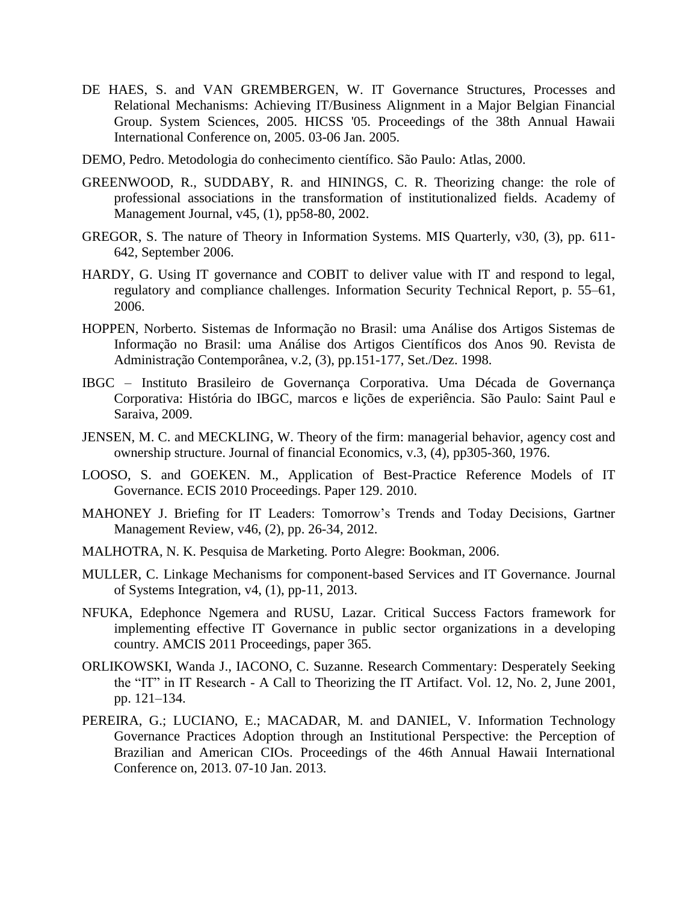DE HAES, S. and VAN GREMBERGEN, W. IT Governance Structures, Processes and Relational Mechanisms: Achieving IT/Business Alignment in a Major Belgian Financial Group. System Sciences, 2005. HICSS '05. Proceedings of the 38th Annual Hawaii International Conference on, 2005. 03-06 Jan. 2005.

DEMO, Pedro. Metodologia do conhecimento científico. São Paulo: Atlas, 2000.

GREENWOOD, R., SUDDABY, R. and HININGS, C. R. Theorizing change: the role of professional associations in the transformation of institutionalized fields. Academy of Management Journal, v45, (1), pp58-80, 2002.

GREGOR, S. The nature of Theory in Information Systems. MIS Quarterly, v30, (3), pp. 611-642, September 2006.

HARDY, G. Using IT governance and COBIT to deliver value with IT and respond to legal, regulatory and compliance challenges. Information Security Technical Report, p. 55–61, 2006.

HOPPEN, Norberto. Sistemas de Informação no Brasil: uma Análise dos Artigos Sistemas de Informação no Brasil: uma Análise dos Artigos Científicos dos Anos 90. Revista de Administração Contemporânea, v.2, (3), pp.151-177, Set./Dez. 1998.

IBGC – Instituto Brasileiro de Governança Corporativa. Uma Década de Governança Corporativa: História do IBGC, marcos e lições de experiência. São Paulo: Saint Paul e Saraiva, 2009.

JENSEN, M. C. and MECKLING, W. Theory of the firm: managerial behavior, agency cost and ownership structure. Journal of financial Economics, v.3, (4), pp305-360, 1976.

LOOSO, S. and GOEKEN. M., Application of Best-Practice Reference Models of IT Governance. ECIS 2010 Proceedings. Paper 129. 2010.

MAHONEY J. Briefing for IT Leaders: Tomorrow's Trends and Today Decisions, Gartner Management Review, v46, (2), pp. 26-34, 2012.

MALHOTRA, N. K. Pesquisa de Marketing. Porto Alegre: Bookman, 2006.

MULLER, C. Linkage Mechanisms for component-based Services and IT Governance. Journal of Systems Integration, v4, (1), pp-11, 2013.

NFUKA, Edephonce Ngemera and RUSU, Lazar. Critical Success Factors framework for implementing effective IT Governance in public sector organizations in a developing country. AMCIS 2011 Proceedings, paper 365.

ORLIKOWSKI, Wanda J., IACONO, C. Suzanne. Research Commentary: Desperately Seeking the "IT" in IT Research - A Call to Theorizing the IT Artifact. Vol. 12, No. 2, June 2001, pp. 121–134.

PEREIRA, G.; LUCIANO, E.; MACADAR, M. and DANIEL, V. Information Technology Governance Practices Adoption through an Institutional Perspective: the Perception of Brazilian and American CIOs. Proceedings of the 46th Annual Hawaii International Conference on, 2013. 07-10 Jan. 2013.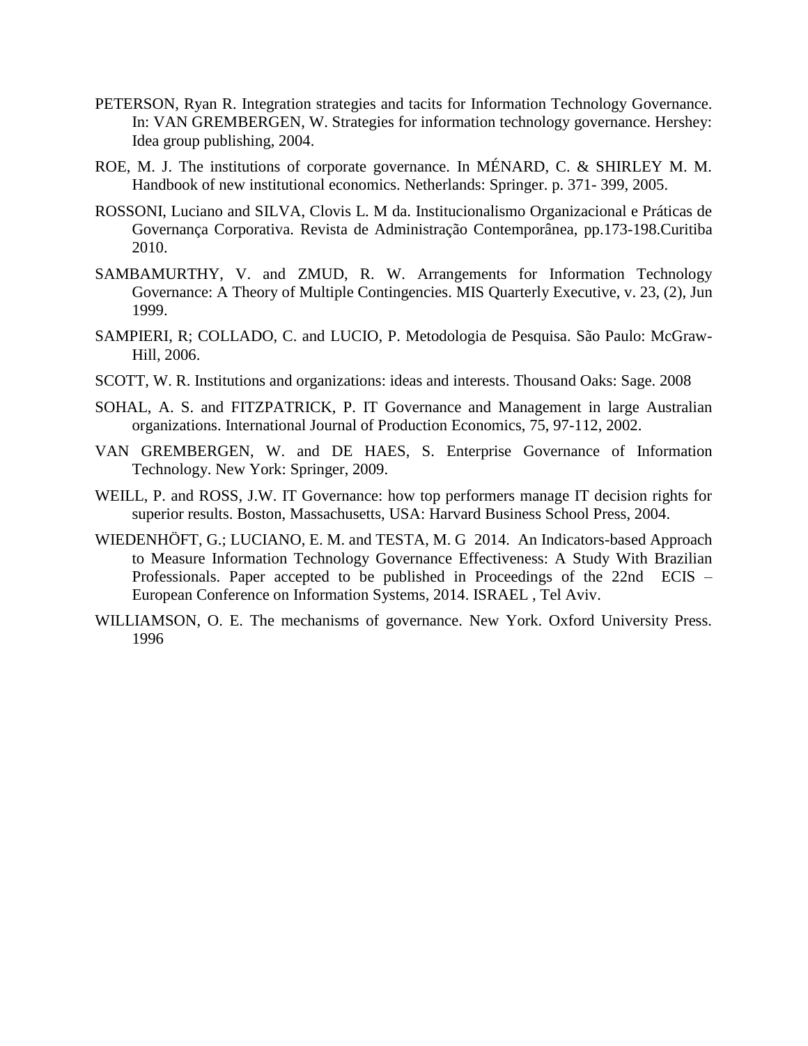PETERSON, Ryan R. Integration strategies and tacits for Information Technology Governance. In: VAN GREMBERGEN, W. Strategies for information technology governance. Hershey: Idea group publishing, 2004.

ROE, M. J. The institutions of corporate governance. In MÉNARD, C. & SHIRLEY M. M. Handbook of new institutional economics. Netherlands: Springer. p. 371- 399, 2005.

ROSSONI, Luciano and SILVA, Clovis L. M da. Institucionalismo Organizacional e Práticas de Governança Corporativa. Revista de Administração Contemporânea, pp.173-198.Curitiba 2010.

SAMBAMURTHY, V. and ZMUD, R. W. Arrangements for Information Technology Governance: A Theory of Multiple Contingencies. MIS Quarterly Executive, v. 23, (2), Jun 1999.

SAMPIERI, R; COLLADO, C. and LUCIO, P. Metodologia de Pesquisa. São Paulo: McGraw-Hill, 2006.

SCOTT, W. R. Institutions and organizations: ideas and interests. Thousand Oaks: Sage. 2008

SOHAL, A. S. and FITZPATRICK, P. IT Governance and Management in large Australian organizations. International Journal of Production Economics, 75, 97-112, 2002.

VAN GREMBERGEN, W. and DE HAES, S. Enterprise Governance of Information Technology. New York: Springer, 2009.

WEILL, P. and ROSS, J.W. IT Governance: how top performers manage IT decision rights for superior results. Boston, Massachusetts, USA: Harvard Business School Press, 2004.

WIEDENHÖFT, G.; LUCIANO, E. M. and TESTA, M. G 2014. An Indicators-based Approach to Measure Information Technology Governance Effectiveness: A Study With Brazilian Professionals. Paper accepted to be published in Proceedings of the 22nd ECIS – European Conference on Information Systems, 2014. ISRAEL , Tel Aviv.

WILLIAMSON, O. E. The mechanisms of governance. New York. Oxford University Press. 1996